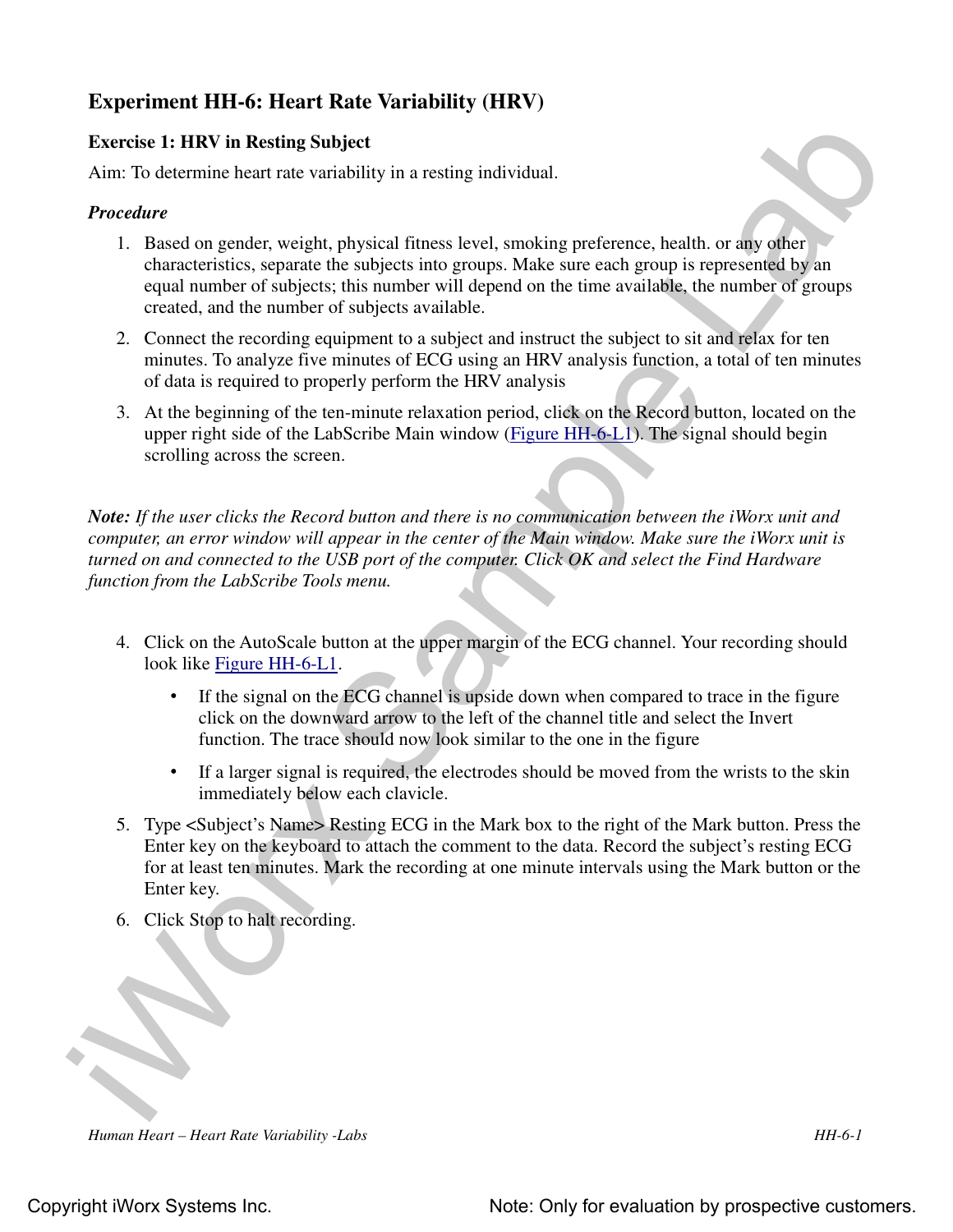## Experiment HH-6: Heart Rate Variability (HRV)

### Exercise 1: HRV in Resting Subject

Aim: To determine heart rate variability in a resting individual.

#### *Procedure*

1. Based on gender, weight, physical fitness level, smoking preference, health. or any other characteristics, separate the subjects into groups. Make sure each group is represented by an equal number of subjects; this number will depend on the time available, the number of groups created, and the number of subjects available.
2. Connect the recording equipment to a subject and instruct the subject to sit and relax for ten minutes. To analyze five minutes of ECG using an HRV analysis function, a total of ten minutes of data is required to properly perform the HRV analysis
3. At the beginning of the ten-minute relaxation period, click on the Record button, located on the upper right side of the LabScribe Main window (Figure HH-6-L1). The signal should begin scrolling across the screen.

***Note:*** *If the user clicks the Record button and there is no communication between the iWorx unit and computer, an error window will appear in the center of the Main window. Make sure the iWorx unit is turned on and connected to the USB port of the computer. Click OK and select the Find Hardware function from the LabScribe Tools menu.*

4. Click on the AutoScale button at the upper margin of the ECG channel. Your recording should look like Figure HH-6-L1.
   - If the signal on the ECG channel is upside down when compared to trace in the figure click on the downward arrow to the left of the channel title and select the Invert function. The trace should now look similar to the one in the figure
   - If a larger signal is required, the electrodes should be moved from the wrists to the skin immediately below each clavicle.
5. Type <Subject's Name> Resting ECG in the Mark box to the right of the Mark button. Press the Enter key on the keyboard to attach the comment to the data. Record the subject's resting ECG for at least ten minutes. Mark the recording at one minute intervals using the Mark button or the Enter key.
6. Click Stop to halt recording.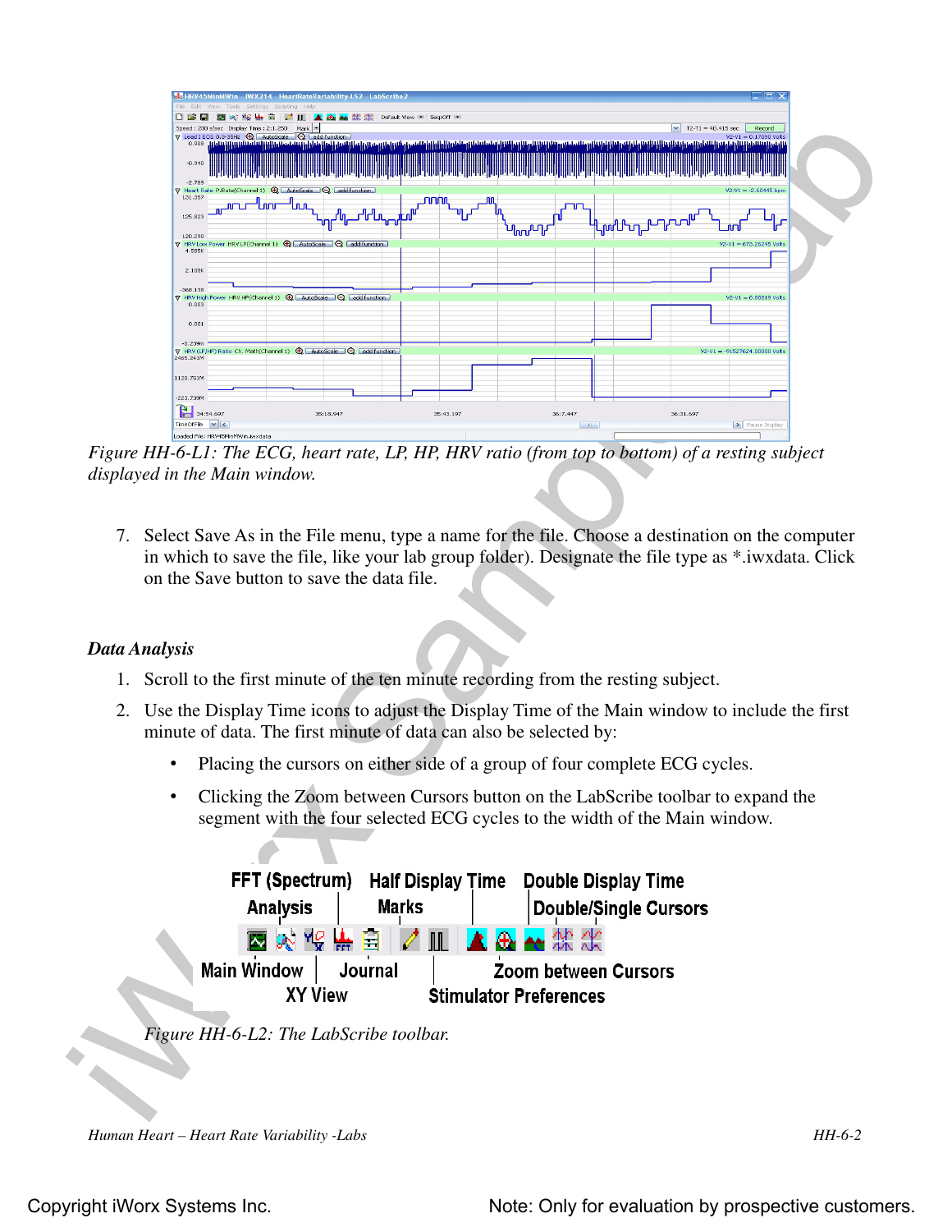*Figure HH-6-L1: The ECG, heart rate, LP, HP, HRV ratio (from top to bottom) of a resting subject displayed in the Main window.*

7. Select Save As in the File menu, type a name for the file. Choose a destination on the computer in which to save the file, like your lab group folder). Designate the file type as *.iwxdata. Click on the Save button to save the data file.

### *Data Analysis*

1. Scroll to the first minute of the ten minute recording from the resting subject.
2. Use the Display Time icons to adjust the Display Time of the Main window to include the first minute of data. The first minute of data can also be selected by:
   - Placing the cursors on either side of a group of four complete ECG cycles.
   - Clicking the Zoom between Cursors button on the LabScribe toolbar to expand the segment with the four selected ECG cycles to the width of the Main window.

*Figure HH-6-L2: The LabScribe toolbar.*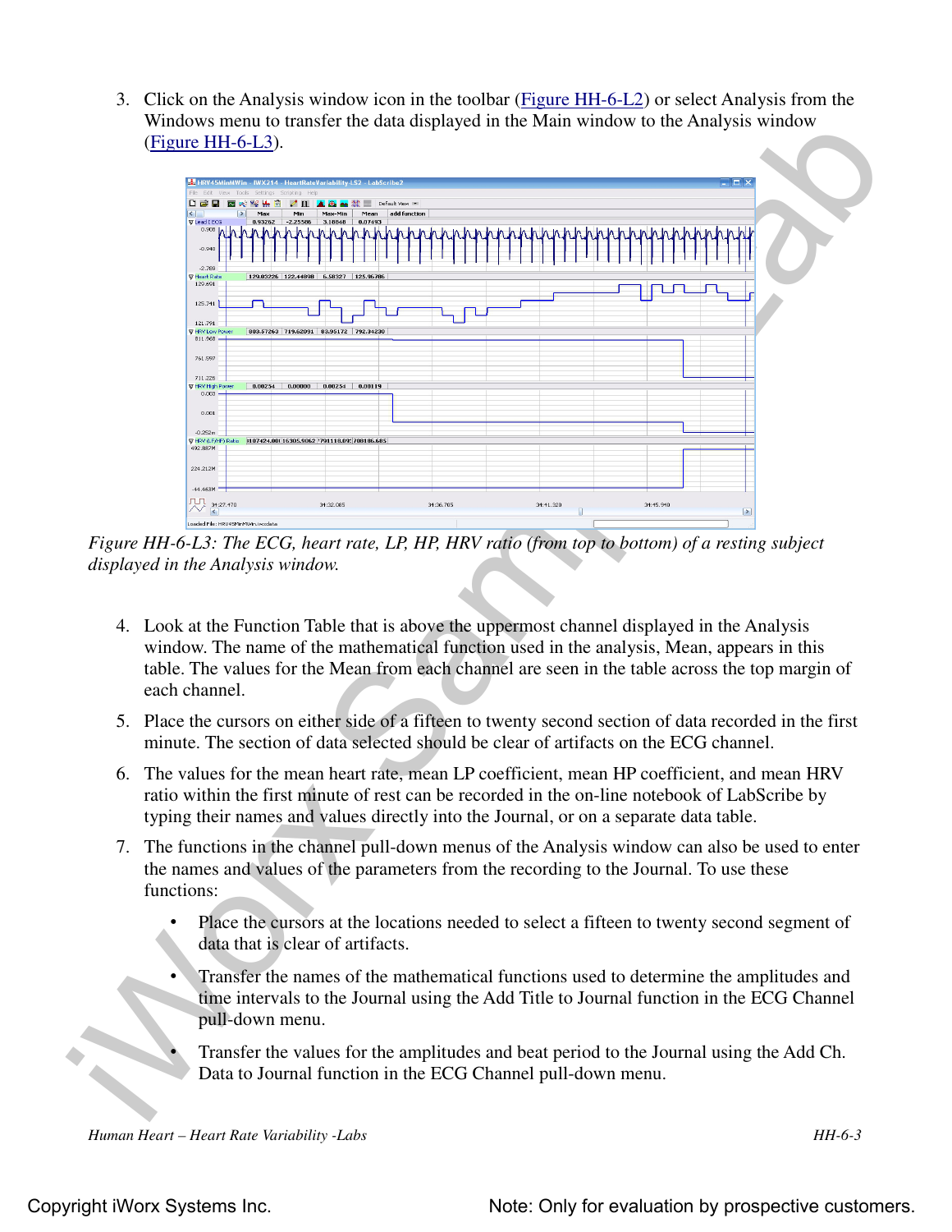3. Click on the Analysis window icon in the toolbar (Figure HH-6-L2) or select Analysis from the Windows menu to transfer the data displayed in the Main window to the Analysis window (Figure HH-6-L3).

*Figure HH-6-L3: The ECG, heart rate, LP, HP, HRV ratio (from top to bottom) of a resting subject displayed in the Analysis window.*

4. Look at the Function Table that is above the uppermost channel displayed in the Analysis window. The name of the mathematical function used in the analysis, Mean, appears in this table. The values for the Mean from each channel are seen in the table across the top margin of each channel.

5. Place the cursors on either side of a fifteen to twenty second section of data recorded in the first minute. The section of data selected should be clear of artifacts on the ECG channel.

6. The values for the mean heart rate, mean LP coefficient, mean HP coefficient, and mean HRV ratio within the first minute of rest can be recorded in the on-line notebook of LabScribe by typing their names and values directly into the Journal, or on a separate data table.

7. The functions in the channel pull-down menus of the Analysis window can also be used to enter the names and values of the parameters from the recording to the Journal. To use these functions:

   - Place the cursors at the locations needed to select a fifteen to twenty second segment of data that is clear of artifacts.
   - Transfer the names of the mathematical functions used to determine the amplitudes and time intervals to the Journal using the Add Title to Journal function in the ECG Channel pull-down menu.
   - Transfer the values for the amplitudes and beat period to the Journal using the Add Ch. Data to Journal function in the ECG Channel pull-down menu.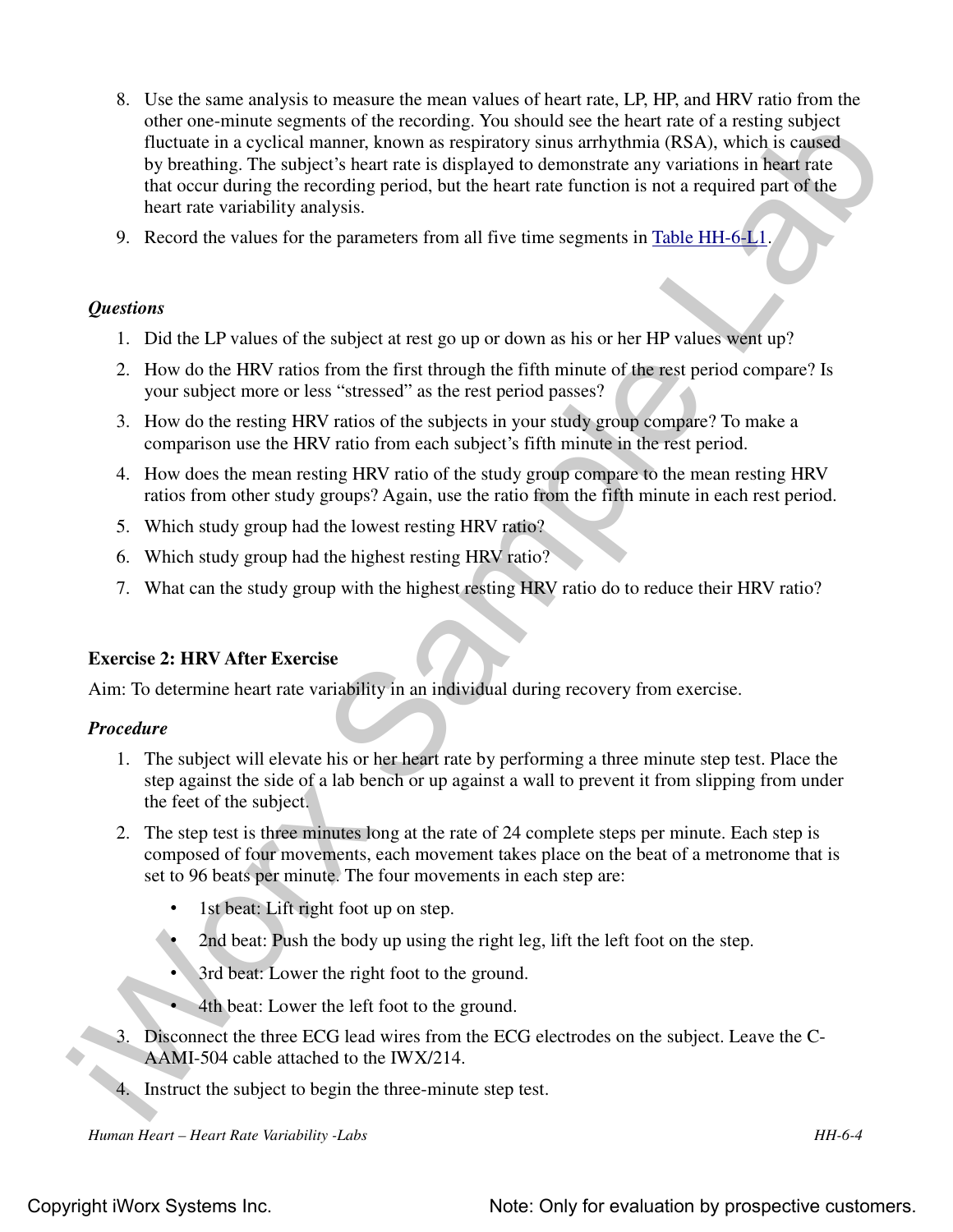8. Use the same analysis to measure the mean values of heart rate, LP, HP, and HRV ratio from the other one-minute segments of the recording. You should see the heart rate of a resting subject fluctuate in a cyclical manner, known as respiratory sinus arrhythmia (RSA), which is caused by breathing. The subject's heart rate is displayed to demonstrate any variations in heart rate that occur during the recording period, but the heart rate function is not a required part of the heart rate variability analysis.
9. Record the values for the parameters from all five time segments in Table HH-6-L1.

### *Questions*

1. Did the LP values of the subject at rest go up or down as his or her HP values went up?
2. How do the HRV ratios from the first through the fifth minute of the rest period compare? Is your subject more or less "stressed" as the rest period passes?
3. How do the resting HRV ratios of the subjects in your study group compare? To make a comparison use the HRV ratio from each subject's fifth minute in the rest period.
4. How does the mean resting HRV ratio of the study group compare to the mean resting HRV ratios from other study groups? Again, use the ratio from the fifth minute in each rest period.
5. Which study group had the lowest resting HRV ratio?
6. Which study group had the highest resting HRV ratio?
7. What can the study group with the highest resting HRV ratio do to reduce their HRV ratio?

## Exercise 2: HRV After Exercise

Aim: To determine heart rate variability in an individual during recovery from exercise.

### *Procedure*

1. The subject will elevate his or her heart rate by performing a three minute step test. Place the step against the side of a lab bench or up against a wall to prevent it from slipping from under the feet of the subject.
2. The step test is three minutes long at the rate of 24 complete steps per minute. Each step is composed of four movements, each movement takes place on the beat of a metronome that is set to 96 beats per minute. The four movements in each step are:
   - 1st beat: Lift right foot up on step.
   - 2nd beat: Push the body up using the right leg, lift the left foot on the step.
   - 3rd beat: Lower the right foot to the ground.
   - 4th beat: Lower the left foot to the ground.
3. Disconnect the three ECG lead wires from the ECG electrodes on the subject. Leave the C-AAMI-504 cable attached to the IWX/214.
4. Instruct the subject to begin the three-minute step test.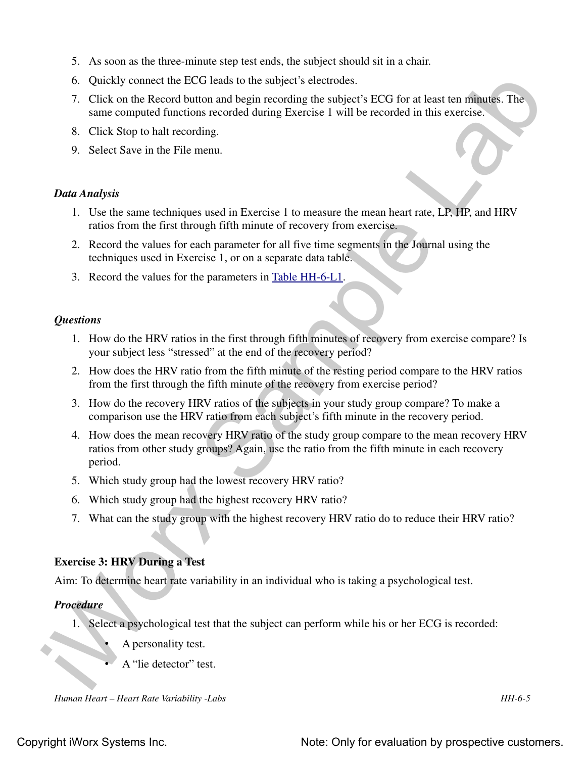5. As soon as the three-minute step test ends, the subject should sit in a chair.
6. Quickly connect the ECG leads to the subject's electrodes.
7. Click on the Record button and begin recording the subject's ECG for at least ten minutes. The same computed functions recorded during Exercise 1 will be recorded in this exercise.
8. Click Stop to halt recording.
9. Select Save in the File menu.

*Data Analysis*

1. Use the same techniques used in Exercise 1 to measure the mean heart rate, LP, HP, and HRV ratios from the first through fifth minute of recovery from exercise.
2. Record the values for each parameter for all five time segments in the Journal using the techniques used in Exercise 1, or on a separate data table.
3. Record the values for the parameters in Table HH-6-L1.

*Questions*

1. How do the HRV ratios in the first through fifth minutes of recovery from exercise compare? Is your subject less "stressed" at the end of the recovery period?
2. How does the HRV ratio from the fifth minute of the resting period compare to the HRV ratios from the first through the fifth minute of the recovery from exercise period?
3. How do the recovery HRV ratios of the subjects in your study group compare? To make a comparison use the HRV ratio from each subject's fifth minute in the recovery period.
4. How does the mean recovery HRV ratio of the study group compare to the mean recovery HRV ratios from other study groups? Again, use the ratio from the fifth minute in each recovery period.
5. Which study group had the lowest recovery HRV ratio?
6. Which study group had the highest recovery HRV ratio?
7. What can the study group with the highest recovery HRV ratio do to reduce their HRV ratio?

**Exercise 3: HRV During a Test**

Aim: To determine heart rate variability in an individual who is taking a psychological test.

*Procedure*

1. Select a psychological test that the subject can perform while his or her ECG is recorded:
   - A personality test.
   - A "lie detector" test.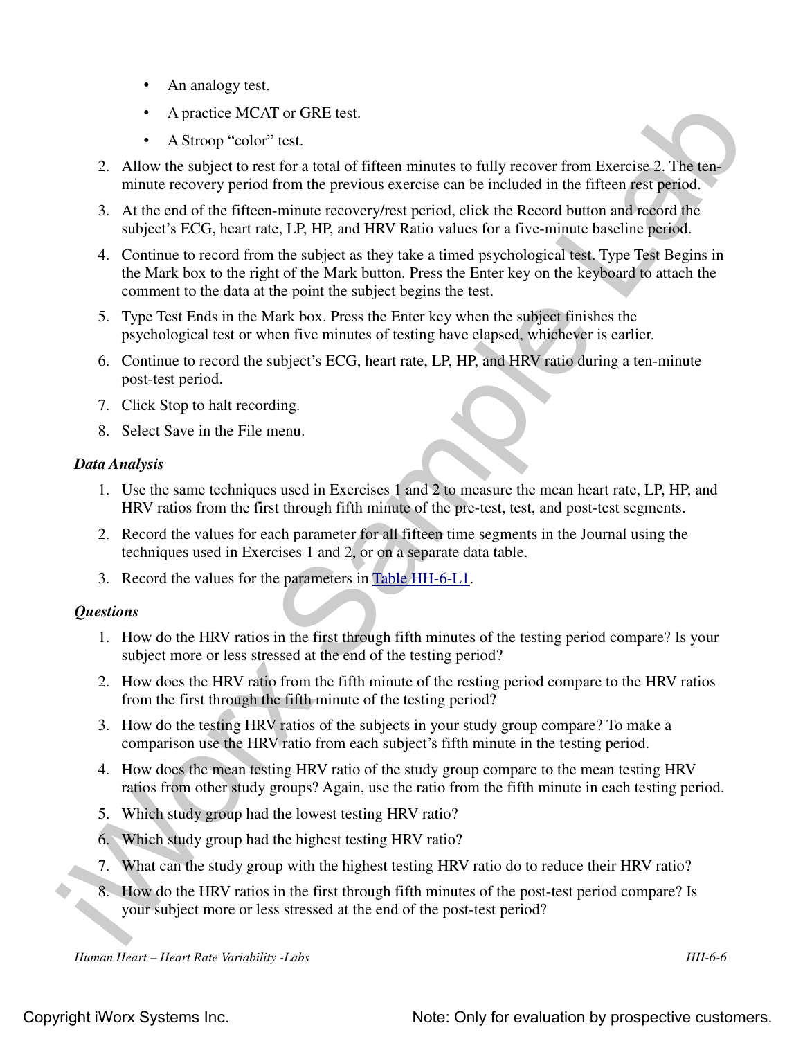- An analogy test.
- A practice MCAT or GRE test.
- A Stroop “color” test.

2. Allow the subject to rest for a total of fifteen minutes to fully recover from Exercise 2. The ten-minute recovery period from the previous exercise can be included in the fifteen rest period.
3. At the end of the fifteen-minute recovery/rest period, click the Record button and record the subject’s ECG, heart rate, LP, HP, and HRV Ratio values for a five-minute baseline period.
4. Continue to record from the subject as they take a timed psychological test. Type Test Begins in the Mark box to the right of the Mark button. Press the Enter key on the keyboard to attach the comment to the data at the point the subject begins the test.
5. Type Test Ends in the Mark box. Press the Enter key when the subject finishes the psychological test or when five minutes of testing have elapsed, whichever is earlier.
6. Continue to record the subject’s ECG, heart rate, LP, HP, and HRV ratio during a ten-minute post-test period.
7. Click Stop to halt recording.
8. Select Save in the File menu.

*Data Analysis*

1. Use the same techniques used in Exercises 1 and 2 to measure the mean heart rate, LP, HP, and HRV ratios from the first through fifth minute of the pre-test, test, and post-test segments.
2. Record the values for each parameter for all fifteen time segments in the Journal using the techniques used in Exercises 1 and 2, or on a separate data table.
3. Record the values for the parameters in Table HH-6-L1.

*Questions*

1. How do the HRV ratios in the first through fifth minutes of the testing period compare? Is your subject more or less stressed at the end of the testing period?
2. How does the HRV ratio from the fifth minute of the resting period compare to the HRV ratios from the first through the fifth minute of the testing period?
3. How do the testing HRV ratios of the subjects in your study group compare? To make a comparison use the HRV ratio from each subject’s fifth minute in the testing period.
4. How does the mean testing HRV ratio of the study group compare to the mean testing HRV ratios from other study groups? Again, use the ratio from the fifth minute in each testing period.
5. Which study group had the lowest testing HRV ratio?
6. Which study group had the highest testing HRV ratio?
7. What can the study group with the highest testing HRV ratio do to reduce their HRV ratio?
8. How do the HRV ratios in the first through fifth minutes of the post-test period compare? Is your subject more or less stressed at the end of the post-test period?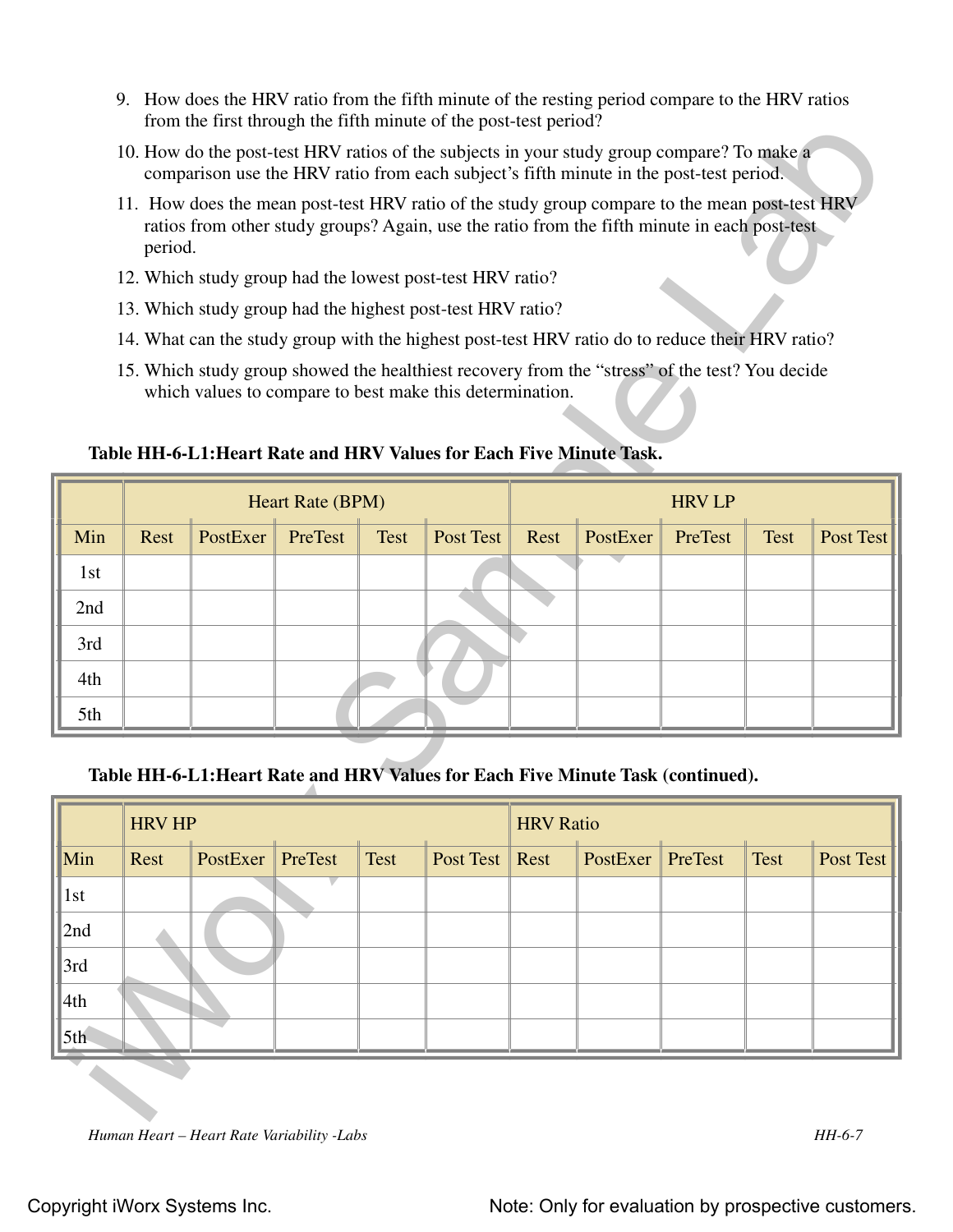9. How does the HRV ratio from the fifth minute of the resting period compare to the HRV ratios from the first through the fifth minute of the post-test period?
10. How do the post-test HRV ratios of the subjects in your study group compare? To make a comparison use the HRV ratio from each subject's fifth minute in the post-test period.
11. How does the mean post-test HRV ratio of the study group compare to the mean post-test HRV ratios from other study groups? Again, use the ratio from the fifth minute in each post-test period.
12. Which study group had the lowest post-test HRV ratio?
13. Which study group had the highest post-test HRV ratio?
14. What can the study group with the highest post-test HRV ratio do to reduce their HRV ratio?
15. Which study group showed the healthiest recovery from the "stress" of the test? You decide which values to compare to best make this determination.

**Table HH-6-L1:Heart Rate and HRV Values for Each Five Minute Task.**

| | Heart Rate (BPM) | | | | | HRV LP | | | | |
|---|---|---|---|---|---|---|---|---|---|---|
| Min | Rest | PostExer | PreTest | Test | Post Test | Rest | PostExer | PreTest | Test | Post Test |
| 1st | | | | | | | | | | |
| 2nd | | | | | | | | | | |
| 3rd | | | | | | | | | | |
| 4th | | | | | | | | | | |
| 5th | | | | | | | | | | |

**Table HH-6-L1:Heart Rate and HRV Values for Each Five Minute Task (continued).**

| | HRV HP | | | | | HRV Ratio | | | | |
|---|---|---|---|---|---|---|---|---|---|---|
| Min | Rest | PostExer | PreTest | Test | Post Test | Rest | PostExer | PreTest | Test | Post Test |
| 1st | | | | | | | | | | |
| 2nd | | | | | | | | | | |
| 3rd | | | | | | | | | | |
| 4th | | | | | | | | | | |
| 5th | | | | | | | | | | |